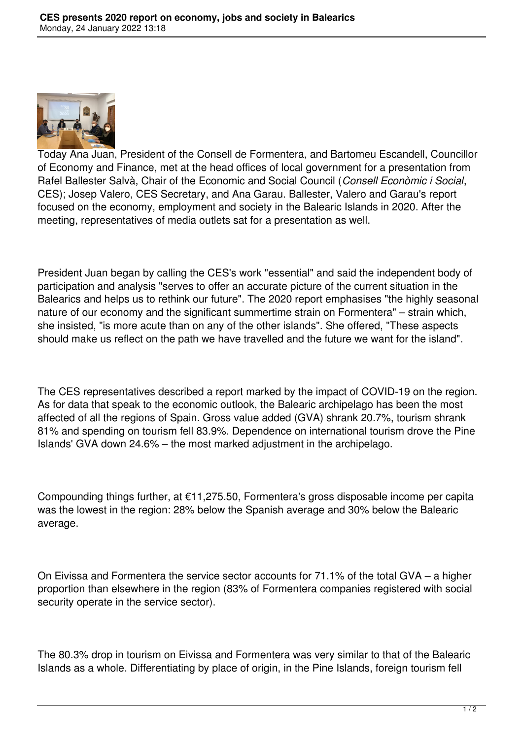# CES presents 2020 report on economy, jobs and society in Balearics

Monday, 24 January 2022 13:18

Today Ana Juan, President of the Consell de Formentera, and Bartomeu Escandell, Councillor of Economy and Finance, met at the head offices of local government for a presentation from Rafel Ballester Salvà, Chair of the Economic and Social Council (*Consell Econòmic i Social*, CES); Josep Valero, CES Secretary, and Ana Garau. Ballester, Valero and Garau's report focused on the economy, employment and society in the Balearic Islands in 2020. After the meeting, representatives of media outlets sat for a presentation as well.

President Juan began by calling the CES's work "essential" and said the independent body of participation and analysis "serves to offer an accurate picture of the current situation in the Balearics and helps us to rethink our future". The 2020 report emphasises "the highly seasonal nature of our economy and the significant summertime strain on Formentera" – strain which, she insisted, "is more acute than on any of the other islands". She offered, "These aspects should make us reflect on the path we have travelled and the future we want for the island".

The CES representatives described a report marked by the impact of COVID-19 on the region. As for data that speak to the economic outlook, the Balearic archipelago has been the most affected of all the regions of Spain. Gross value added (GVA) shrank 20.7%, tourism shrank 81% and spending on tourism fell 83.9%. Dependence on international tourism drove the Pine Islands' GVA down 24.6% – the most marked adjustment in the archipelago.

Compounding things further, at €11,275.50, Formentera's gross disposable income per capita was the lowest in the region: 28% below the Spanish average and 30% below the Balearic average.

On Eivissa and Formentera the service sector accounts for 71.1% of the total GVA – a higher proportion than elsewhere in the region (83% of Formentera companies registered with social security operate in the service sector).

The 80.3% drop in tourism on Eivissa and Formentera was very similar to that of the Balearic Islands as a whole. Differentiating by place of origin, in the Pine Islands, foreign tourism fell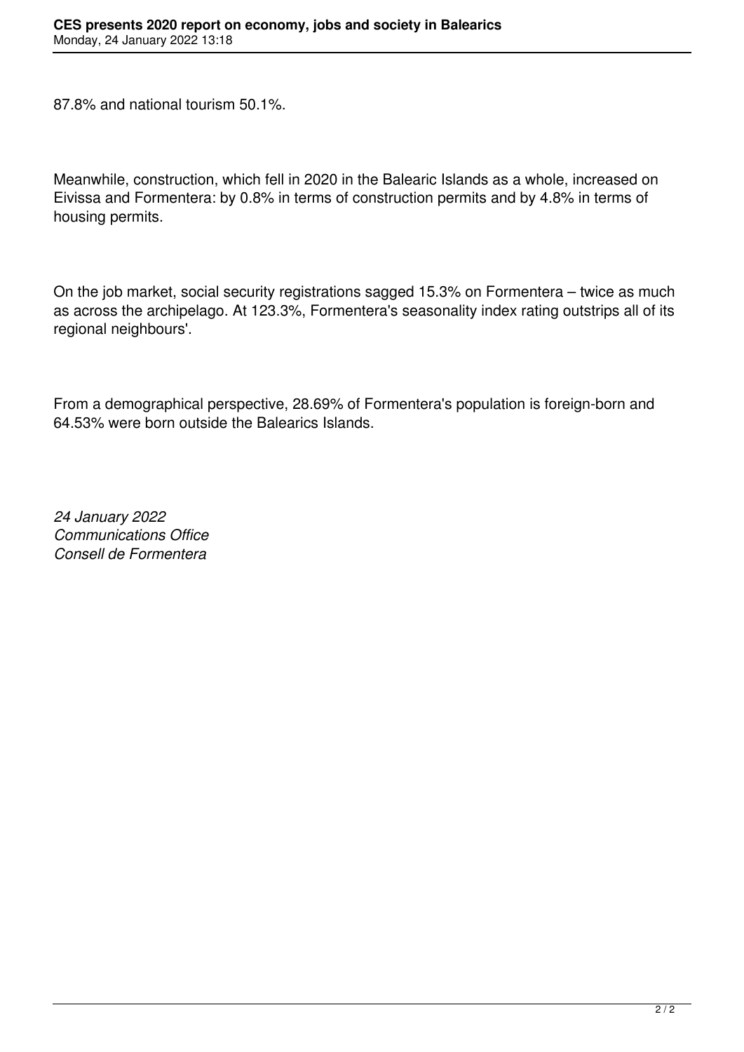87.8% and national tourism 50.1%.

Meanwhile, construction, which fell in 2020 in the Balearic Islands as a whole, increased on Eivissa and Formentera: by 0.8% in terms of construction permits and by 4.8% in terms of housing permits.

On the job market, social security registrations sagged 15.3% on Formentera – twice as much as across the archipelago. At 123.3%, Formentera's seasonality index rating outstrips all of its regional neighbours'.

From a demographical perspective, 28.69% of Formentera's population is foreign-born and 64.53% were born outside the Balearics Islands.

*24 January 2022*
*Communications Office*
*Consell de Formentera*